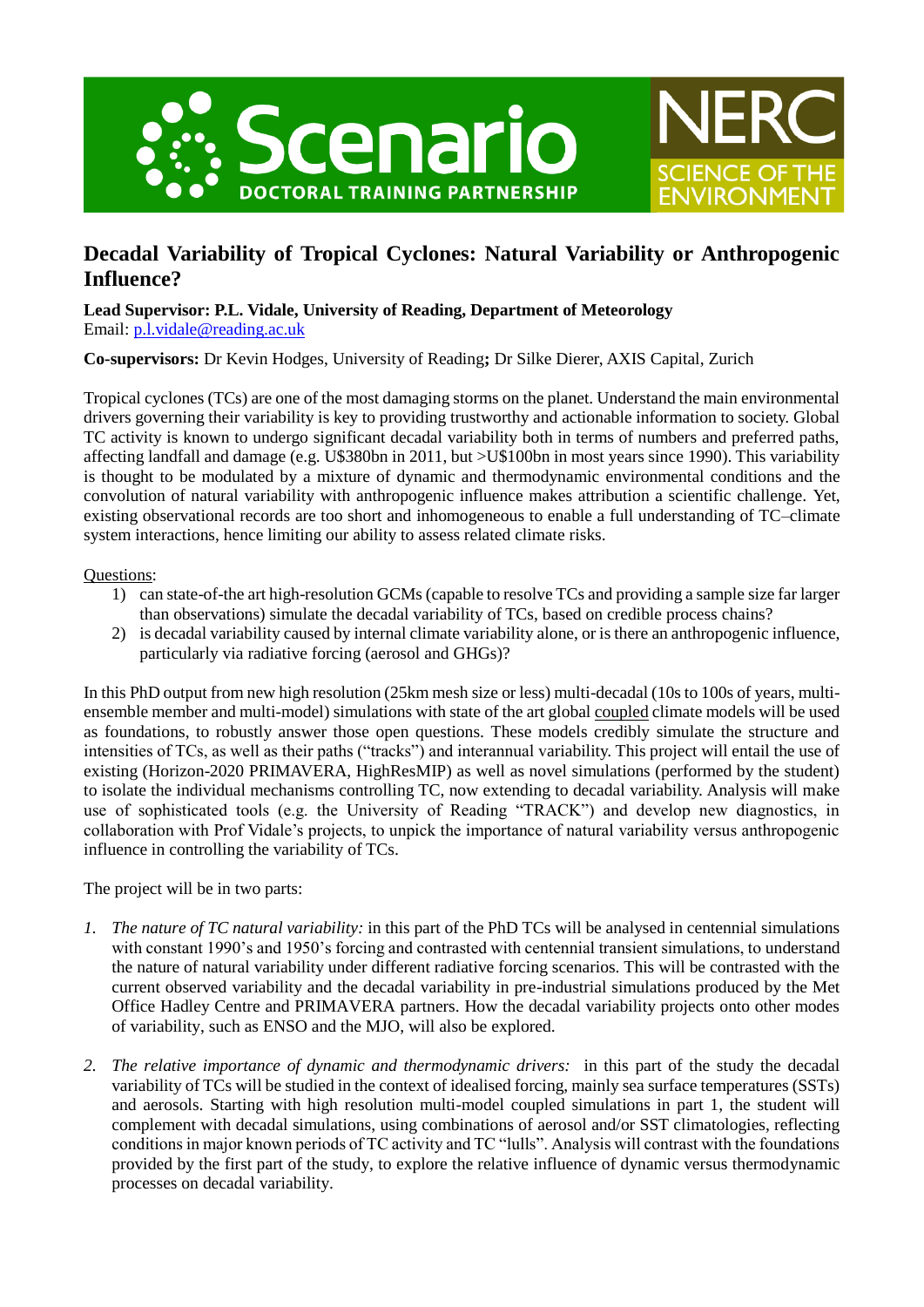# Decadal Variability of Tropical Cyclones: Natural Variability or Anthropogenic Influence?

**Lead Supervisor: P.L. Vidale, University of Reading, Department of Meteorology**
Email: p.l.vidale@reading.ac.uk

**Co-supervisors:** Dr Kevin Hodges, University of Reading**;** Dr Silke Dierer, AXIS Capital, Zurich

Tropical cyclones (TCs) are one of the most damaging storms on the planet. Understand the main environmental drivers governing their variability is key to providing trustworthy and actionable information to society. Global TC activity is known to undergo significant decadal variability both in terms of numbers and preferred paths, affecting landfall and damage (e.g. U$380bn in 2011, but >U$100bn in most years since 1990). This variability is thought to be modulated by a mixture of dynamic and thermodynamic environmental conditions and the convolution of natural variability with anthropogenic influence makes attribution a scientific challenge. Yet, existing observational records are too short and inhomogeneous to enable a full understanding of TC–climate system interactions, hence limiting our ability to assess related climate risks.

Questions:

1) can state-of-the art high-resolution GCMs (capable to resolve TCs and providing a sample size far larger than observations) simulate the decadal variability of TCs, based on credible process chains?
2) is decadal variability caused by internal climate variability alone, or is there an anthropogenic influence, particularly via radiative forcing (aerosol and GHGs)?

In this PhD output from new high resolution (25km mesh size or less) multi-decadal (10s to 100s of years, multi-ensemble member and multi-model) simulations with state of the art global coupled climate models will be used as foundations, to robustly answer those open questions. These models credibly simulate the structure and intensities of TCs, as well as their paths ("tracks") and interannual variability. This project will entail the use of existing (Horizon-2020 PRIMAVERA, HighResMIP) as well as novel simulations (performed by the student) to isolate the individual mechanisms controlling TC, now extending to decadal variability. Analysis will make use of sophisticated tools (e.g. the University of Reading "TRACK") and develop new diagnostics, in collaboration with Prof Vidale's projects, to unpick the importance of natural variability versus anthropogenic influence in controlling the variability of TCs.

The project will be in two parts:

1. *The nature of TC natural variability:* in this part of the PhD TCs will be analysed in centennial simulations with constant 1990's and 1950's forcing and contrasted with centennial transient simulations, to understand the nature of natural variability under different radiative forcing scenarios. This will be contrasted with the current observed variability and the decadal variability in pre-industrial simulations produced by the Met Office Hadley Centre and PRIMAVERA partners. How the decadal variability projects onto other modes of variability, such as ENSO and the MJO, will also be explored.

2. *The relative importance of dynamic and thermodynamic drivers:* in this part of the study the decadal variability of TCs will be studied in the context of idealised forcing, mainly sea surface temperatures (SSTs) and aerosols. Starting with high resolution multi-model coupled simulations in part 1, the student will complement with decadal simulations, using combinations of aerosol and/or SST climatologies, reflecting conditions in major known periods of TC activity and TC "lulls". Analysis will contrast with the foundations provided by the first part of the study, to explore the relative influence of dynamic versus thermodynamic processes on decadal variability.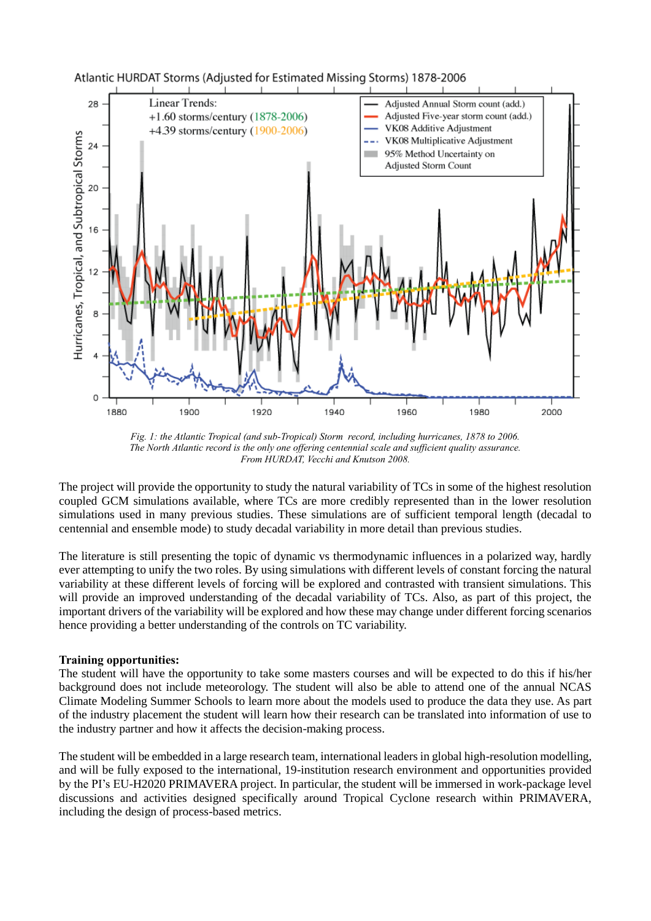*Fig. 1: the Atlantic Tropical (and sub-Tropical) Storm record, including hurricanes, 1878 to 2006. The North Atlantic record is the only one offering centennial scale and sufficient quality assurance. From HURDAT, Vecchi and Knutson 2008.*

The project will provide the opportunity to study the natural variability of TCs in some of the highest resolution coupled GCM simulations available, where TCs are more credibly represented than in the lower resolution simulations used in many previous studies. These simulations are of sufficient temporal length (decadal to centennial and ensemble mode) to study decadal variability in more detail than previous studies.

The literature is still presenting the topic of dynamic vs thermodynamic influences in a polarized way, hardly ever attempting to unify the two roles. By using simulations with different levels of constant forcing the natural variability at these different levels of forcing will be explored and contrasted with transient simulations. This will provide an improved understanding of the decadal variability of TCs. Also, as part of this project, the important drivers of the variability will be explored and how these may change under different forcing scenarios hence providing a better understanding of the controls on TC variability.

**Training opportunities:**
The student will have the opportunity to take some masters courses and will be expected to do this if his/her background does not include meteorology. The student will also be able to attend one of the annual NCAS Climate Modeling Summer Schools to learn more about the models used to produce the data they use. As part of the industry placement the student will learn how their research can be translated into information of use to the industry partner and how it affects the decision-making process.

The student will be embedded in a large research team, international leaders in global high-resolution modelling, and will be fully exposed to the international, 19-institution research environment and opportunities provided by the PI's EU-H2020 PRIMAVERA project. In particular, the student will be immersed in work-package level discussions and activities designed specifically around Tropical Cyclone research within PRIMAVERA, including the design of process-based metrics.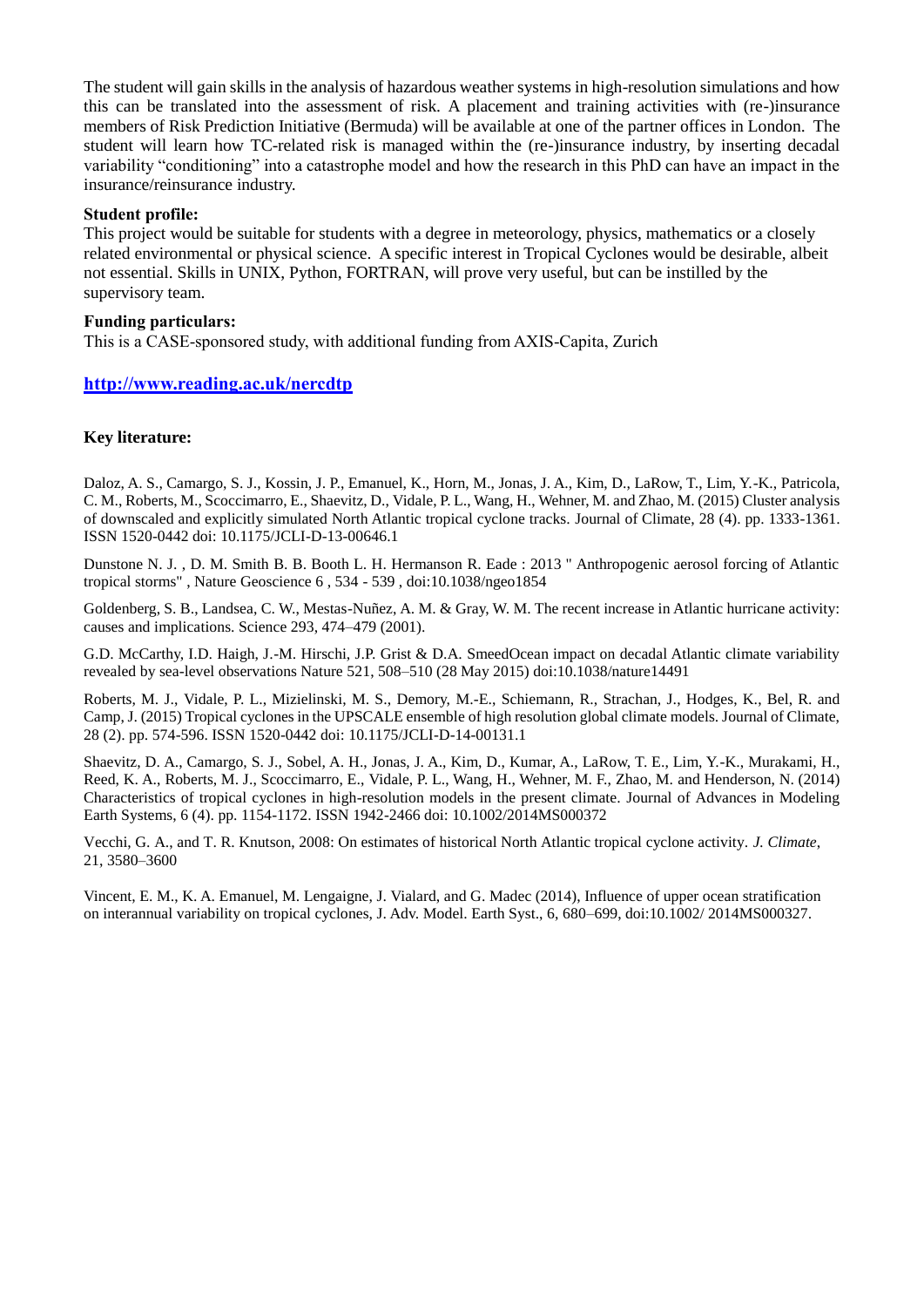The student will gain skills in the analysis of hazardous weather systems in high-resolution simulations and how this can be translated into the assessment of risk. A placement and training activities with (re-)insurance members of Risk Prediction Initiative (Bermuda) will be available at one of the partner offices in London. The student will learn how TC-related risk is managed within the (re-)insurance industry, by inserting decadal variability "conditioning" into a catastrophe model and how the research in this PhD can have an impact in the insurance/reinsurance industry.

**Student profile:**

This project would be suitable for students with a degree in meteorology, physics, mathematics or a closely related environmental or physical science. A specific interest in Tropical Cyclones would be desirable, albeit not essential. Skills in UNIX, Python, FORTRAN, will prove very useful, but can be instilled by the supervisory team.

**Funding particulars:**

This is a CASE-sponsored study, with additional funding from AXIS-Capita, Zurich

**http://www.reading.ac.uk/nercdtp**

**Key literature:**

Daloz, A. S., Camargo, S. J., Kossin, J. P., Emanuel, K., Horn, M., Jonas, J. A., Kim, D., LaRow, T., Lim, Y.-K., Patricola, C. M., Roberts, M., Scoccimarro, E., Shaevitz, D., Vidale, P. L., Wang, H., Wehner, M. and Zhao, M. (2015) Cluster analysis of downscaled and explicitly simulated North Atlantic tropical cyclone tracks. Journal of Climate, 28 (4). pp. 1333-1361. ISSN 1520-0442 doi: 10.1175/JCLI-D-13-00646.1

Dunstone N. J. , D. M. Smith B. B. Booth L. H. Hermanson R. Eade : 2013 " Anthropogenic aerosol forcing of Atlantic tropical storms" , Nature Geoscience 6 , 534 - 539 , doi:10.1038/ngeo1854

Goldenberg, S. B., Landsea, C. W., Mestas-Nuñez, A. M. & Gray, W. M. The recent increase in Atlantic hurricane activity: causes and implications. Science 293, 474–479 (2001).

G.D. McCarthy, I.D. Haigh, J.-M. Hirschi, J.P. Grist & D.A. SmeedOcean impact on decadal Atlantic climate variability revealed by sea-level observations Nature 521, 508–510 (28 May 2015) doi:10.1038/nature14491

Roberts, M. J., Vidale, P. L., Mizielinski, M. S., Demory, M.-E., Schiemann, R., Strachan, J., Hodges, K., Bel, R. and Camp, J. (2015) Tropical cyclones in the UPSCALE ensemble of high resolution global climate models. Journal of Climate, 28 (2). pp. 574-596. ISSN 1520-0442 doi: 10.1175/JCLI-D-14-00131.1

Shaevitz, D. A., Camargo, S. J., Sobel, A. H., Jonas, J. A., Kim, D., Kumar, A., LaRow, T. E., Lim, Y.-K., Murakami, H., Reed, K. A., Roberts, M. J., Scoccimarro, E., Vidale, P. L., Wang, H., Wehner, M. F., Zhao, M. and Henderson, N. (2014) Characteristics of tropical cyclones in high-resolution models in the present climate. Journal of Advances in Modeling Earth Systems, 6 (4). pp. 1154-1172. ISSN 1942-2466 doi: 10.1002/2014MS000372

Vecchi, G. A., and T. R. Knutson, 2008: On estimates of historical North Atlantic tropical cyclone activity. *J. Climate*, 21, 3580–3600

Vincent, E. M., K. A. Emanuel, M. Lengaigne, J. Vialard, and G. Madec (2014), Influence of upper ocean stratification on interannual variability on tropical cyclones, J. Adv. Model. Earth Syst., 6, 680–699, doi:10.1002/ 2014MS000327.